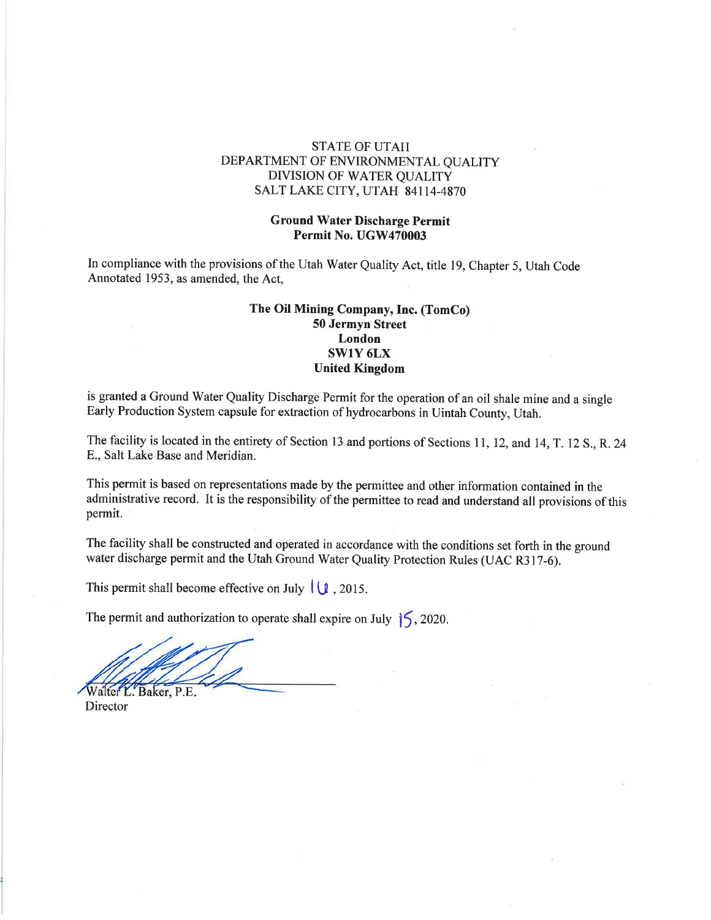STATE OF UTAH
DEPARTMENT OF ENVIRONMENTAL QUALITY
DIVISION OF WATER QUALITY
SALT LAKE CITY, UTAH 84114-4870

**Ground Water Discharge Permit**
**Permit No. UGW470003**

In compliance with the provisions of the Utah Water Quality Act, title 19, Chapter 5, Utah Code Annotated 1953, as amended, the Act,

**The Oil Mining Company, Inc. (TomCo)**
**50 Jermyn Street**
**London**
**SW1Y 6LX**
**United Kingdom**

is granted a Ground Water Quality Discharge Permit for the operation of an oil shale mine and a single Early Production System capsule for extraction of hydrocarbons in Uintah County, Utah.

The facility is located in the entirety of Section 13 and portions of Sections 11, 12, and 14, T. 12 S., R. 24 E., Salt Lake Base and Meridian.

This permit is based on representations made by the permittee and other information contained in the administrative record. It is the responsibility of the permittee to read and understand all provisions of this permit.

The facility shall be constructed and operated in accordance with the conditions set forth in the ground water discharge permit and the Utah Ground Water Quality Protection Rules (UAC R317-6).

This permit shall become effective on July 16, 2015.

The permit and authorization to operate shall expire on July 15, 2020.

Walter L. Baker, P.E.
Director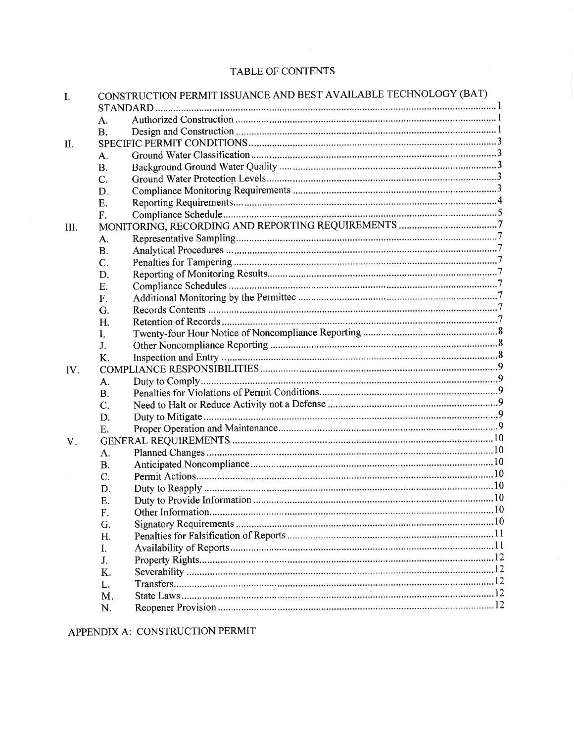# TABLE OF CONTENTS

I. CONSTRUCTION PERMIT ISSUANCE AND BEST AVAILABLE TECHNOLOGY (BAT) STANDARD ........ 1
   - A. Authorized Construction ........ 1
   - B. Design and Construction ........ 1

II. SPECIFIC PERMIT CONDITIONS ........ 3
   - A. Ground Water Classification ........ 3
   - B. Background Ground Water Quality ........ 3
   - C. Ground Water Protection Levels ........ 3
   - D. Compliance Monitoring Requirements ........ 3
   - E. Reporting Requirements ........ 4
   - F. Compliance Schedule ........ 5

III. MONITORING, RECORDING AND REPORTING REQUIREMENTS ........ 7
   - A. Representative Sampling ........ 7
   - B. Analytical Procedures ........ 7
   - C. Penalties for Tampering ........ 7
   - D. Reporting of Monitoring Results ........ 7
   - E. Compliance Schedules ........ 7
   - F. Additional Monitoring by the Permittee ........ 7
   - G. Records Contents ........ 7
   - H. Retention of Records ........ 7
   - I. Twenty-four Hour Notice of Noncompliance Reporting ........ 8
   - J. Other Noncompliance Reporting ........ 8
   - K. Inspection and Entry ........ 8

IV. COMPLIANCE RESPONSIBILITIES ........ 9
   - A. Duty to Comply ........ 9
   - B. Penalties for Violations of Permit Conditions ........ 9
   - C. Need to Halt or Reduce Activity not a Defense ........ 9
   - D. Duty to Mitigate ........ 9
   - E. Proper Operation and Maintenance ........ 9

V. GENERAL REQUIREMENTS ........ 10
   - A. Planned Changes ........ 10
   - B. Anticipated Noncompliance ........ 10
   - C. Permit Actions ........ 10
   - D. Duty to Reapply ........ 10
   - E. Duty to Provide Information ........ 10
   - F. Other Information ........ 10
   - G. Signatory Requirements ........ 10
   - H. Penalties for Falsification of Reports ........ 11
   - I. Availability of Reports ........ 11
   - J. Property Rights ........ 12
   - K. Severability ........ 12
   - L. Transfers ........ 12
   - M. State Laws ........ 12
   - N. Reopener Provision ........ 12

APPENDIX A: CONSTRUCTION PERMIT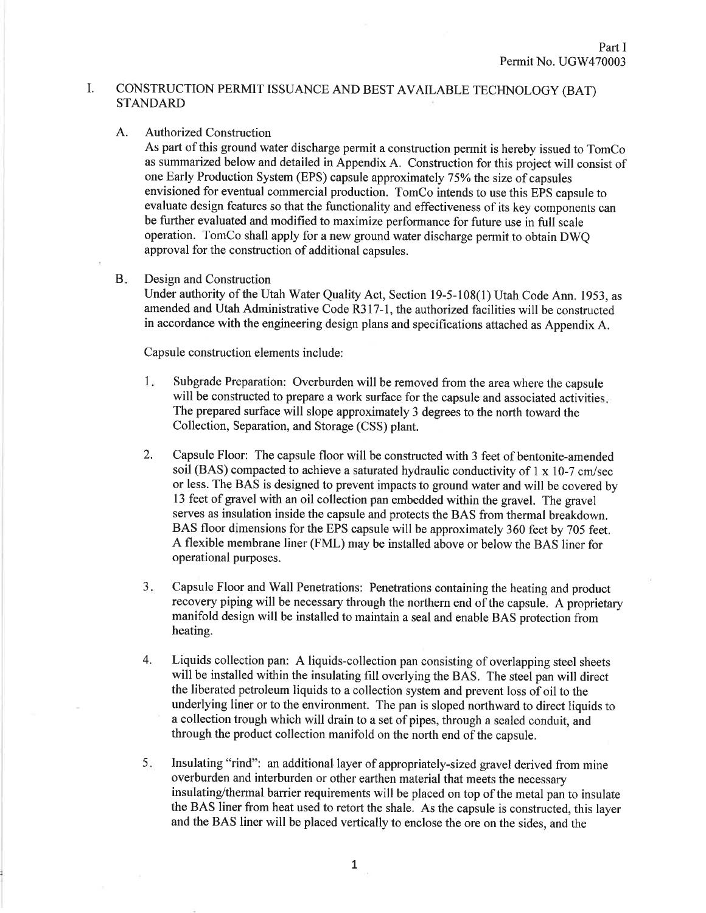Part I
Permit No. UGW470003

# I. CONSTRUCTION PERMIT ISSUANCE AND BEST AVAILABLE TECHNOLOGY (BAT) STANDARD

## A. Authorized Construction

As part of this ground water discharge permit a construction permit is hereby issued to TomCo as summarized below and detailed in Appendix A. Construction for this project will consist of one Early Production System (EPS) capsule approximately 75% the size of capsules envisioned for eventual commercial production. TomCo intends to use this EPS capsule to evaluate design features so that the functionality and effectiveness of its key components can be further evaluated and modified to maximize performance for future use in full scale operation. TomCo shall apply for a new ground water discharge permit to obtain DWQ approval for the construction of additional capsules.

## B. Design and Construction

Under authority of the Utah Water Quality Act, Section 19-5-108(1) Utah Code Ann. 1953, as amended and Utah Administrative Code R317-1, the authorized facilities will be constructed in accordance with the engineering design plans and specifications attached as Appendix A.

Capsule construction elements include:

1. Subgrade Preparation: Overburden will be removed from the area where the capsule will be constructed to prepare a work surface for the capsule and associated activities. The prepared surface will slope approximately 3 degrees to the north toward the Collection, Separation, and Storage (CSS) plant.

2. Capsule Floor: The capsule floor will be constructed with 3 feet of bentonite-amended soil (BAS) compacted to achieve a saturated hydraulic conductivity of 1 x 10-7 cm/sec or less. The BAS is designed to prevent impacts to ground water and will be covered by 13 feet of gravel with an oil collection pan embedded within the gravel. The gravel serves as insulation inside the capsule and protects the BAS from thermal breakdown. BAS floor dimensions for the EPS capsule will be approximately 360 feet by 705 feet. A flexible membrane liner (FML) may be installed above or below the BAS liner for operational purposes.

3. Capsule Floor and Wall Penetrations: Penetrations containing the heating and product recovery piping will be necessary through the northern end of the capsule. A proprietary manifold design will be installed to maintain a seal and enable BAS protection from heating.

4. Liquids collection pan: A liquids-collection pan consisting of overlapping steel sheets will be installed within the insulating fill overlying the BAS. The steel pan will direct the liberated petroleum liquids to a collection system and prevent loss of oil to the underlying liner or to the environment. The pan is sloped northward to direct liquids to a collection trough which will drain to a set of pipes, through a sealed conduit, and through the product collection manifold on the north end of the capsule.

5. Insulating "rind": an additional layer of appropriately-sized gravel derived from mine overburden and interburden or other earthen material that meets the necessary insulating/thermal barrier requirements will be placed on top of the metal pan to insulate the BAS liner from heat used to retort the shale. As the capsule is constructed, this layer and the BAS liner will be placed vertically to enclose the ore on the sides, and the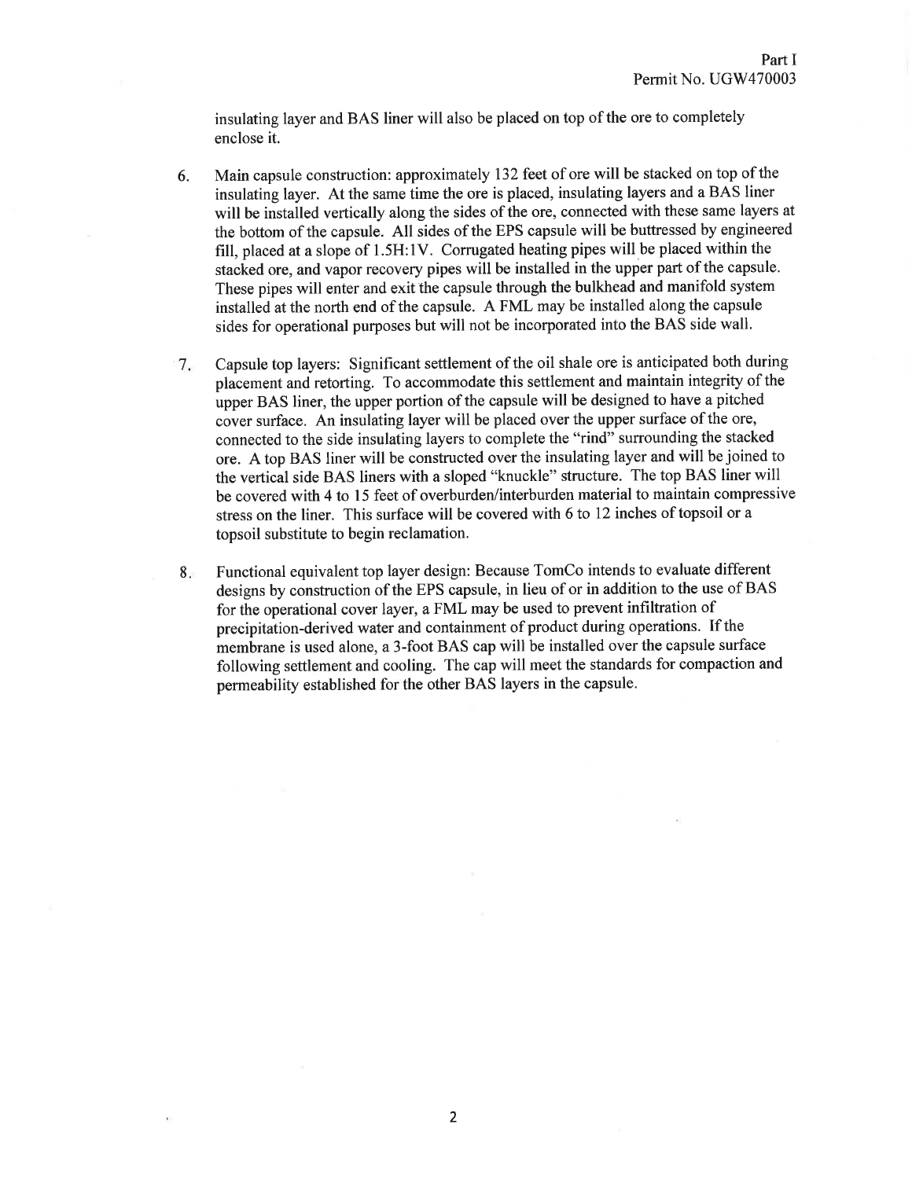insulating layer and BAS liner will also be placed on top of the ore to completely enclose it.

6. Main capsule construction: approximately 132 feet of ore will be stacked on top of the insulating layer. At the same time the ore is placed, insulating layers and a BAS liner will be installed vertically along the sides of the ore, connected with these same layers at the bottom of the capsule. All sides of the EPS capsule will be buttressed by engineered fill, placed at a slope of 1.5H:1V. Corrugated heating pipes will be placed within the stacked ore, and vapor recovery pipes will be installed in the upper part of the capsule. These pipes will enter and exit the capsule through the bulkhead and manifold system installed at the north end of the capsule. A FML may be installed along the capsule sides for operational purposes but will not be incorporated into the BAS side wall.

7. Capsule top layers: Significant settlement of the oil shale ore is anticipated both during placement and retorting. To accommodate this settlement and maintain integrity of the upper BAS liner, the upper portion of the capsule will be designed to have a pitched cover surface. An insulating layer will be placed over the upper surface of the ore, connected to the side insulating layers to complete the "rind" surrounding the stacked ore. A top BAS liner will be constructed over the insulating layer and will be joined to the vertical side BAS liners with a sloped "knuckle" structure. The top BAS liner will be covered with 4 to 15 feet of overburden/interburden material to maintain compressive stress on the liner. This surface will be covered with 6 to 12 inches of topsoil or a topsoil substitute to begin reclamation.

8. Functional equivalent top layer design: Because TomCo intends to evaluate different designs by construction of the EPS capsule, in lieu of or in addition to the use of BAS for the operational cover layer, a FML may be used to prevent infiltration of precipitation-derived water and containment of product during operations. If the membrane is used alone, a 3-foot BAS cap will be installed over the capsule surface following settlement and cooling. The cap will meet the standards for compaction and permeability established for the other BAS layers in the capsule.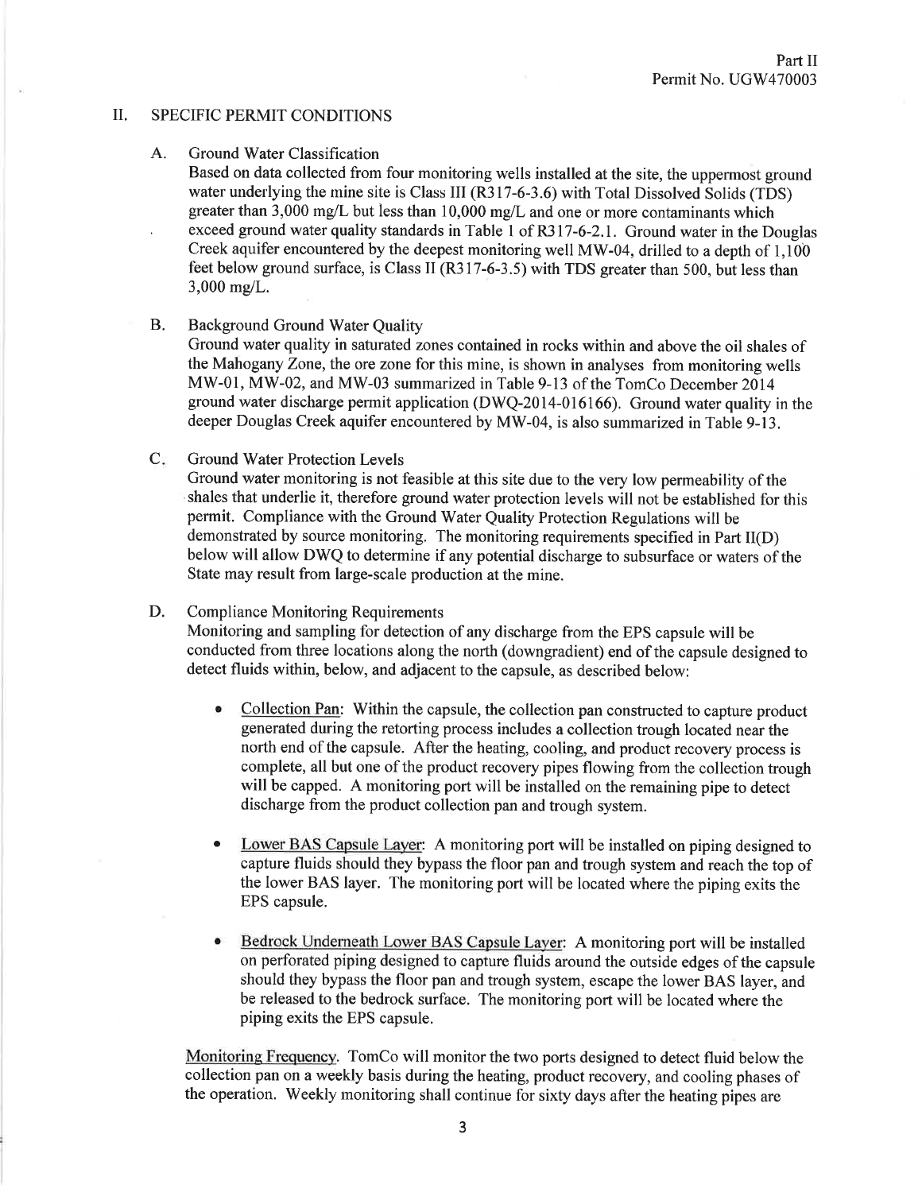## II. SPECIFIC PERMIT CONDITIONS

### A. Ground Water Classification

Based on data collected from four monitoring wells installed at the site, the uppermost ground water underlying the mine site is Class III (R317-6-3.6) with Total Dissolved Solids (TDS) greater than 3,000 mg/L but less than 10,000 mg/L and one or more contaminants which exceed ground water quality standards in Table 1 of R317-6-2.1. Ground water in the Douglas Creek aquifer encountered by the deepest monitoring well MW-04, drilled to a depth of 1,100 feet below ground surface, is Class II (R317-6-3.5) with TDS greater than 500, but less than 3,000 mg/L.

### B. Background Ground Water Quality

Ground water quality in saturated zones contained in rocks within and above the oil shales of the Mahogany Zone, the ore zone for this mine, is shown in analyses from monitoring wells MW-01, MW-02, and MW-03 summarized in Table 9-13 of the TomCo December 2014 ground water discharge permit application (DWQ-2014-016166). Ground water quality in the deeper Douglas Creek aquifer encountered by MW-04, is also summarized in Table 9-13.

### C. Ground Water Protection Levels

Ground water monitoring is not feasible at this site due to the very low permeability of the shales that underlie it, therefore ground water protection levels will not be established for this permit. Compliance with the Ground Water Quality Protection Regulations will be demonstrated by source monitoring. The monitoring requirements specified in Part II(D) below will allow DWQ to determine if any potential discharge to subsurface or waters of the State may result from large-scale production at the mine.

### D. Compliance Monitoring Requirements

Monitoring and sampling for detection of any discharge from the EPS capsule will be conducted from three locations along the north (downgradient) end of the capsule designed to detect fluids within, below, and adjacent to the capsule, as described below:

- Collection Pan: Within the capsule, the collection pan constructed to capture product generated during the retorting process includes a collection trough located near the north end of the capsule. After the heating, cooling, and product recovery process is complete, all but one of the product recovery pipes flowing from the collection trough will be capped. A monitoring port will be installed on the remaining pipe to detect discharge from the product collection pan and trough system.

- Lower BAS Capsule Layer: A monitoring port will be installed on piping designed to capture fluids should they bypass the floor pan and trough system and reach the top of the lower BAS layer. The monitoring port will be located where the piping exits the EPS capsule.

- Bedrock Underneath Lower BAS Capsule Layer: A monitoring port will be installed on perforated piping designed to capture fluids around the outside edges of the capsule should they bypass the floor pan and trough system, escape the lower BAS layer, and be released to the bedrock surface. The monitoring port will be located where the piping exits the EPS capsule.

Monitoring Frequency. TomCo will monitor the two ports designed to detect fluid below the collection pan on a weekly basis during the heating, product recovery, and cooling phases of the operation. Weekly monitoring shall continue for sixty days after the heating pipes are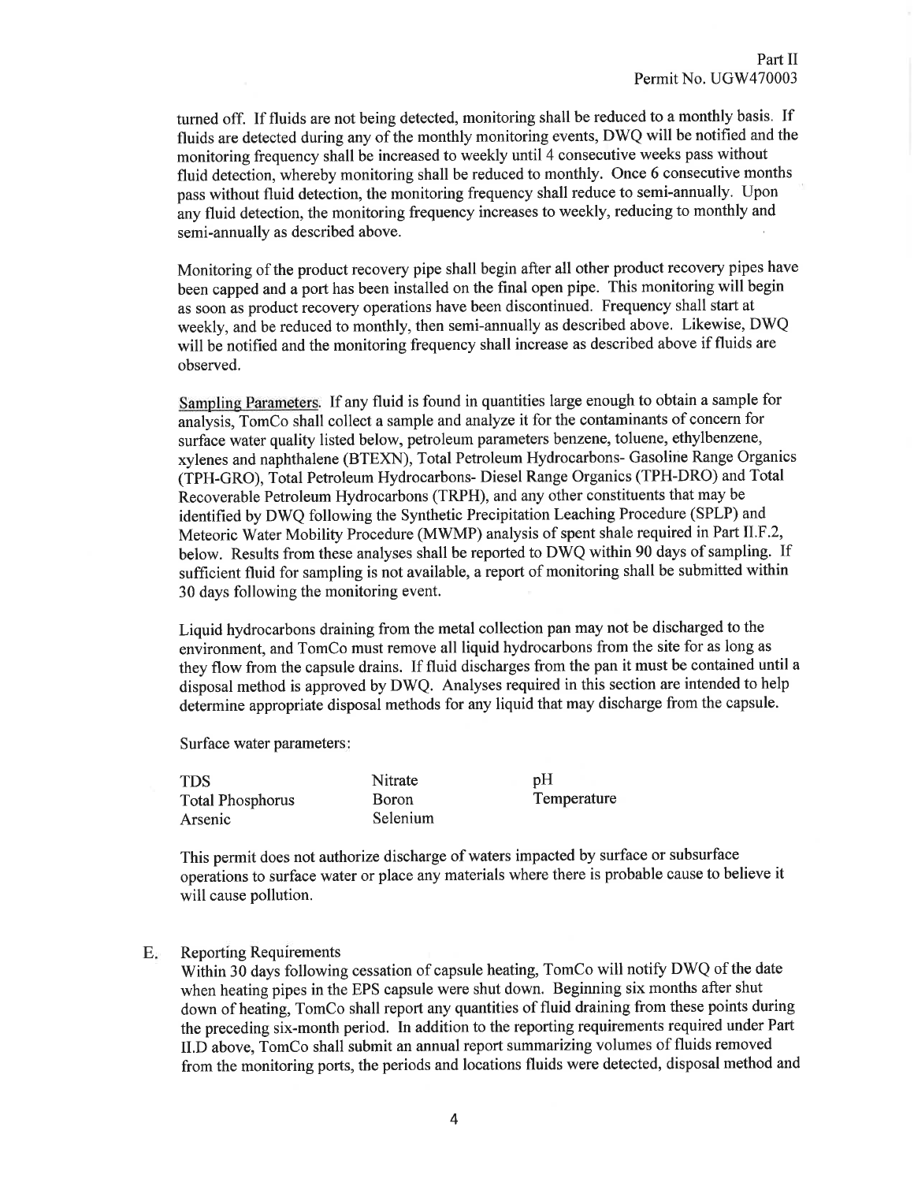turned off. If fluids are not being detected, monitoring shall be reduced to a monthly basis. If fluids are detected during any of the monthly monitoring events, DWQ will be notified and the monitoring frequency shall be increased to weekly until 4 consecutive weeks pass without fluid detection, whereby monitoring shall be reduced to monthly. Once 6 consecutive months pass without fluid detection, the monitoring frequency shall reduce to semi-annually. Upon any fluid detection, the monitoring frequency increases to weekly, reducing to monthly and semi-annually as described above.

Monitoring of the product recovery pipe shall begin after all other product recovery pipes have been capped and a port has been installed on the final open pipe. This monitoring will begin as soon as product recovery operations have been discontinued. Frequency shall start at weekly, and be reduced to monthly, then semi-annually as described above. Likewise, DWQ will be notified and the monitoring frequency shall increase as described above if fluids are observed.

Sampling Parameters. If any fluid is found in quantities large enough to obtain a sample for analysis, TomCo shall collect a sample and analyze it for the contaminants of concern for surface water quality listed below, petroleum parameters benzene, toluene, ethylbenzene, xylenes and naphthalene (BTEXN), Total Petroleum Hydrocarbons- Gasoline Range Organics (TPH-GRO), Total Petroleum Hydrocarbons- Diesel Range Organics (TPH-DRO) and Total Recoverable Petroleum Hydrocarbons (TRPH), and any other constituents that may be identified by DWQ following the Synthetic Precipitation Leaching Procedure (SPLP) and Meteoric Water Mobility Procedure (MWMP) analysis of spent shale required in Part II.F.2, below. Results from these analyses shall be reported to DWQ within 90 days of sampling. If sufficient fluid for sampling is not available, a report of monitoring shall be submitted within 30 days following the monitoring event.

Liquid hydrocarbons draining from the metal collection pan may not be discharged to the environment, and TomCo must remove all liquid hydrocarbons from the site for as long as they flow from the capsule drains. If fluid discharges from the pan it must be contained until a disposal method is approved by DWQ. Analyses required in this section are intended to help determine appropriate disposal methods for any liquid that may discharge from the capsule.

Surface water parameters:

| | | |
|---|---|---|
| TDS | Nitrate | pH |
| Total Phosphorus | Boron | Temperature |
| Arsenic | Selenium | |

This permit does not authorize discharge of waters impacted by surface or subsurface operations to surface water or place any materials where there is probable cause to believe it will cause pollution.

E. Reporting Requirements

Within 30 days following cessation of capsule heating, TomCo will notify DWQ of the date when heating pipes in the EPS capsule were shut down. Beginning six months after shut down of heating, TomCo shall report any quantities of fluid draining from these points during the preceding six-month period. In addition to the reporting requirements required under Part II.D above, TomCo shall submit an annual report summarizing volumes of fluids removed from the monitoring ports, the periods and locations fluids were detected, disposal method and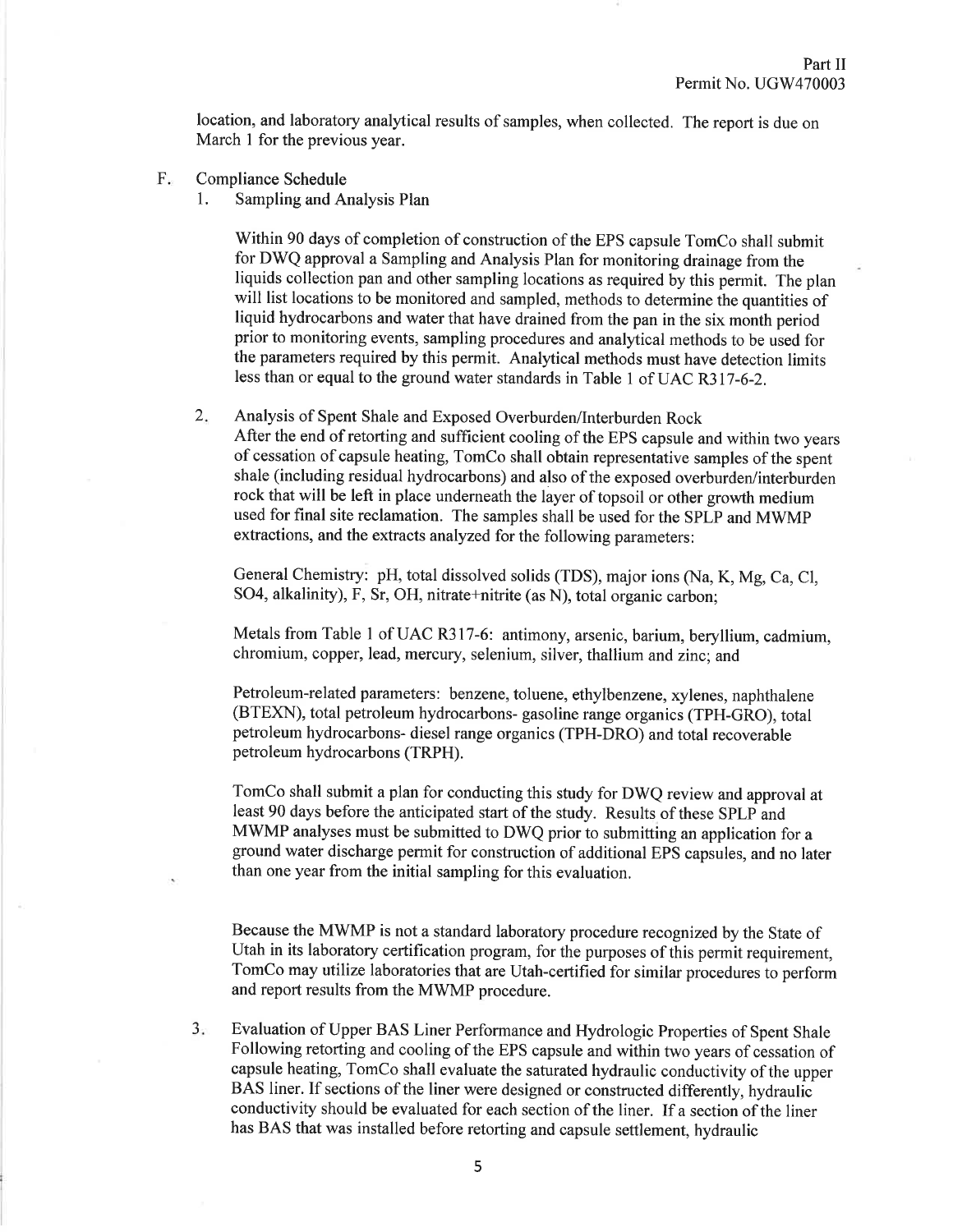location, and laboratory analytical results of samples, when collected. The report is due on March 1 for the previous year.

F. Compliance Schedule

1. Sampling and Analysis Plan

   Within 90 days of completion of construction of the EPS capsule TomCo shall submit for DWQ approval a Sampling and Analysis Plan for monitoring drainage from the liquids collection pan and other sampling locations as required by this permit. The plan will list locations to be monitored and sampled, methods to determine the quantities of liquid hydrocarbons and water that have drained from the pan in the six month period prior to monitoring events, sampling procedures and analytical methods to be used for the parameters required by this permit. Analytical methods must have detection limits less than or equal to the ground water standards in Table 1 of UAC R317-6-2.

2. Analysis of Spent Shale and Exposed Overburden/Interburden Rock
   After the end of retorting and sufficient cooling of the EPS capsule and within two years of cessation of capsule heating, TomCo shall obtain representative samples of the spent shale (including residual hydrocarbons) and also of the exposed overburden/interburden rock that will be left in place underneath the layer of topsoil or other growth medium used for final site reclamation. The samples shall be used for the SPLP and MWMP extractions, and the extracts analyzed for the following parameters:

   General Chemistry: pH, total dissolved solids (TDS), major ions (Na, K, Mg, Ca, Cl, $SO_4$, alkalinity), F, Sr, OH, nitrate+nitrite (as N), total organic carbon;

   Metals from Table 1 of UAC R317-6: antimony, arsenic, barium, beryllium, cadmium, chromium, copper, lead, mercury, selenium, silver, thallium and zinc; and

   Petroleum-related parameters: benzene, toluene, ethylbenzene, xylenes, naphthalene (BTEXN), total petroleum hydrocarbons- gasoline range organics (TPH-GRO), total petroleum hydrocarbons- diesel range organics (TPH-DRO) and total recoverable petroleum hydrocarbons (TRPH).

   TomCo shall submit a plan for conducting this study for DWQ review and approval at least 90 days before the anticipated start of the study. Results of these SPLP and MWMP analyses must be submitted to DWQ prior to submitting an application for a ground water discharge permit for construction of additional EPS capsules, and no later than one year from the initial sampling for this evaluation.

   Because the MWMP is not a standard laboratory procedure recognized by the State of Utah in its laboratory certification program, for the purposes of this permit requirement, TomCo may utilize laboratories that are Utah-certified for similar procedures to perform and report results from the MWMP procedure.

3. Evaluation of Upper BAS Liner Performance and Hydrologic Properties of Spent Shale
   Following retorting and cooling of the EPS capsule and within two years of cessation of capsule heating, TomCo shall evaluate the saturated hydraulic conductivity of the upper BAS liner. If sections of the liner were designed or constructed differently, hydraulic conductivity should be evaluated for each section of the liner. If a section of the liner has BAS that was installed before retorting and capsule settlement, hydraulic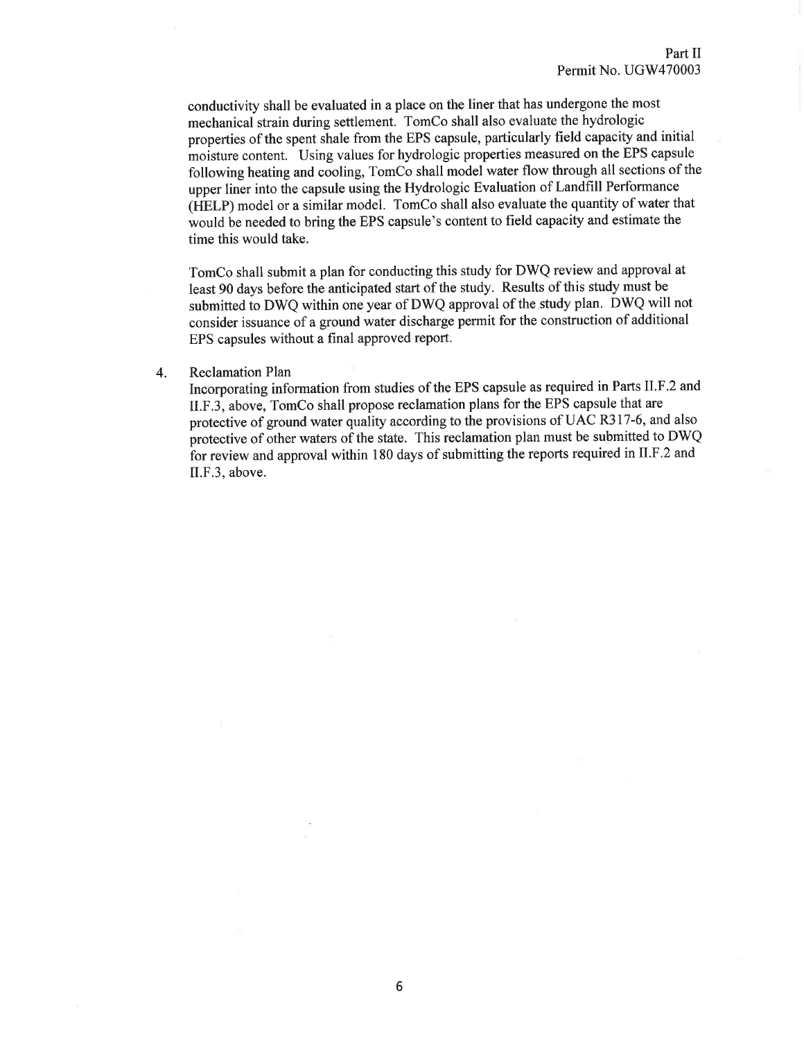conductivity shall be evaluated in a place on the liner that has undergone the most mechanical strain during settlement. TomCo shall also evaluate the hydrologic properties of the spent shale from the EPS capsule, particularly field capacity and initial moisture content. Using values for hydrologic properties measured on the EPS capsule following heating and cooling, TomCo shall model water flow through all sections of the upper liner into the capsule using the Hydrologic Evaluation of Landfill Performance (HELP) model or a similar model. TomCo shall also evaluate the quantity of water that would be needed to bring the EPS capsule's content to field capacity and estimate the time this would take.

TomCo shall submit a plan for conducting this study for DWQ review and approval at least 90 days before the anticipated start of the study. Results of this study must be submitted to DWQ within one year of DWQ approval of the study plan. DWQ will not consider issuance of a ground water discharge permit for the construction of additional EPS capsules without a final approved report.

4. Reclamation Plan
   Incorporating information from studies of the EPS capsule as required in Parts II.F.2 and II.F.3, above, TomCo shall propose reclamation plans for the EPS capsule that are protective of ground water quality according to the provisions of UAC R317-6, and also protective of other waters of the state. This reclamation plan must be submitted to DWQ for review and approval within 180 days of submitting the reports required in II.F.2 and II.F.3, above.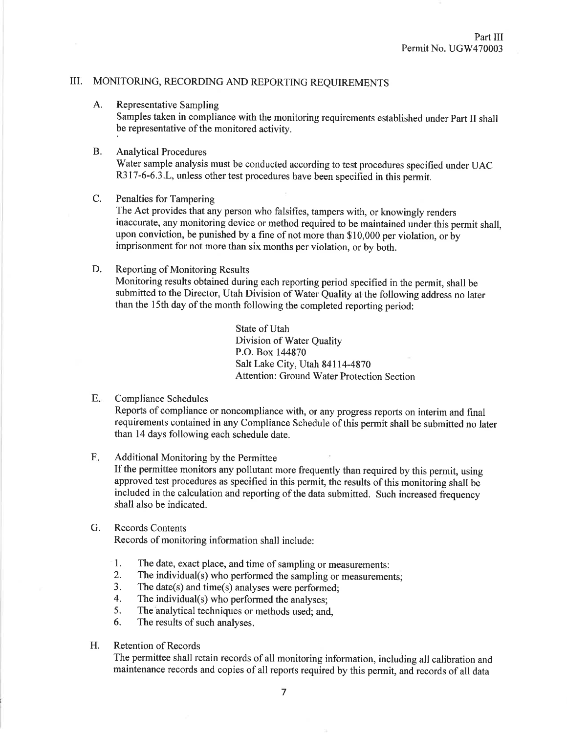## III. MONITORING, RECORDING AND REPORTING REQUIREMENTS

A. Representative Sampling
Samples taken in compliance with the monitoring requirements established under Part II shall be representative of the monitored activity.

B. Analytical Procedures
Water sample analysis must be conducted according to test procedures specified under UAC R317-6-6.3.L, unless other test procedures have been specified in this permit.

C. Penalties for Tampering
The Act provides that any person who falsifies, tampers with, or knowingly renders inaccurate, any monitoring device or method required to be maintained under this permit shall, upon conviction, be punished by a fine of not more than $10,000 per violation, or by imprisonment for not more than six months per violation, or by both.

D. Reporting of Monitoring Results
Monitoring results obtained during each reporting period specified in the permit, shall be submitted to the Director, Utah Division of Water Quality at the following address no later than the 15th day of the month following the completed reporting period:

State of Utah
Division of Water Quality
P.O. Box 144870
Salt Lake City, Utah 84114-4870
Attention: Ground Water Protection Section

E. Compliance Schedules
Reports of compliance or noncompliance with, or any progress reports on interim and final requirements contained in any Compliance Schedule of this permit shall be submitted no later than 14 days following each schedule date.

F. Additional Monitoring by the Permittee
If the permittee monitors any pollutant more frequently than required by this permit, using approved test procedures as specified in this permit, the results of this monitoring shall be included in the calculation and reporting of the data submitted. Such increased frequency shall also be indicated.

G. Records Contents
Records of monitoring information shall include:

1. The date, exact place, and time of sampling or measurements:
2. The individual(s) who performed the sampling or measurements;
3. The date(s) and time(s) analyses were performed;
4. The individual(s) who performed the analyses;
5. The analytical techniques or methods used; and,
6. The results of such analyses.

H. Retention of Records
The permittee shall retain records of all monitoring information, including all calibration and maintenance records and copies of all reports required by this permit, and records of all data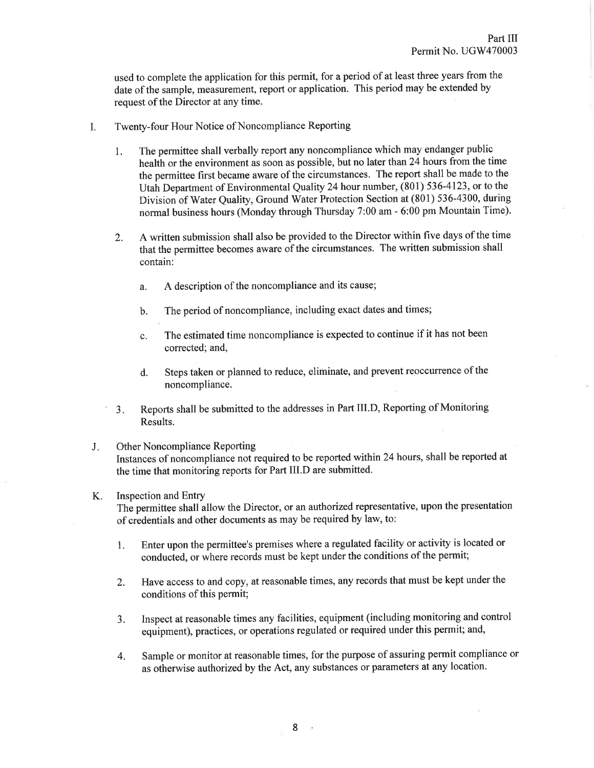used to complete the application for this permit, for a period of at least three years from the date of the sample, measurement, report or application. This period may be extended by request of the Director at any time.

I. Twenty-four Hour Notice of Noncompliance Reporting

1. The permittee shall verbally report any noncompliance which may endanger public health or the environment as soon as possible, but no later than 24 hours from the time the permittee first became aware of the circumstances. The report shall be made to the Utah Department of Environmental Quality 24 hour number, (801) 536-4123, or to the Division of Water Quality, Ground Water Protection Section at (801) 536-4300, during normal business hours (Monday through Thursday 7:00 am - 6:00 pm Mountain Time).

2. A written submission shall also be provided to the Director within five days of the time that the permittee becomes aware of the circumstances. The written submission shall contain:

   a. A description of the noncompliance and its cause;

   b. The period of noncompliance, including exact dates and times;

   c. The estimated time noncompliance is expected to continue if it has not been corrected; and,

   d. Steps taken or planned to reduce, eliminate, and prevent reoccurrence of the noncompliance.

3. Reports shall be submitted to the addresses in Part III.D, Reporting of Monitoring Results.

J. Other Noncompliance Reporting
Instances of noncompliance not required to be reported within 24 hours, shall be reported at the time that monitoring reports for Part III.D are submitted.

K. Inspection and Entry
The permittee shall allow the Director, or an authorized representative, upon the presentation of credentials and other documents as may be required by law, to:

1. Enter upon the permittee's premises where a regulated facility or activity is located or conducted, or where records must be kept under the conditions of the permit;

2. Have access to and copy, at reasonable times, any records that must be kept under the conditions of this permit;

3. Inspect at reasonable times any facilities, equipment (including monitoring and control equipment), practices, or operations regulated or required under this permit; and,

4. Sample or monitor at reasonable times, for the purpose of assuring permit compliance or as otherwise authorized by the Act, any substances or parameters at any location.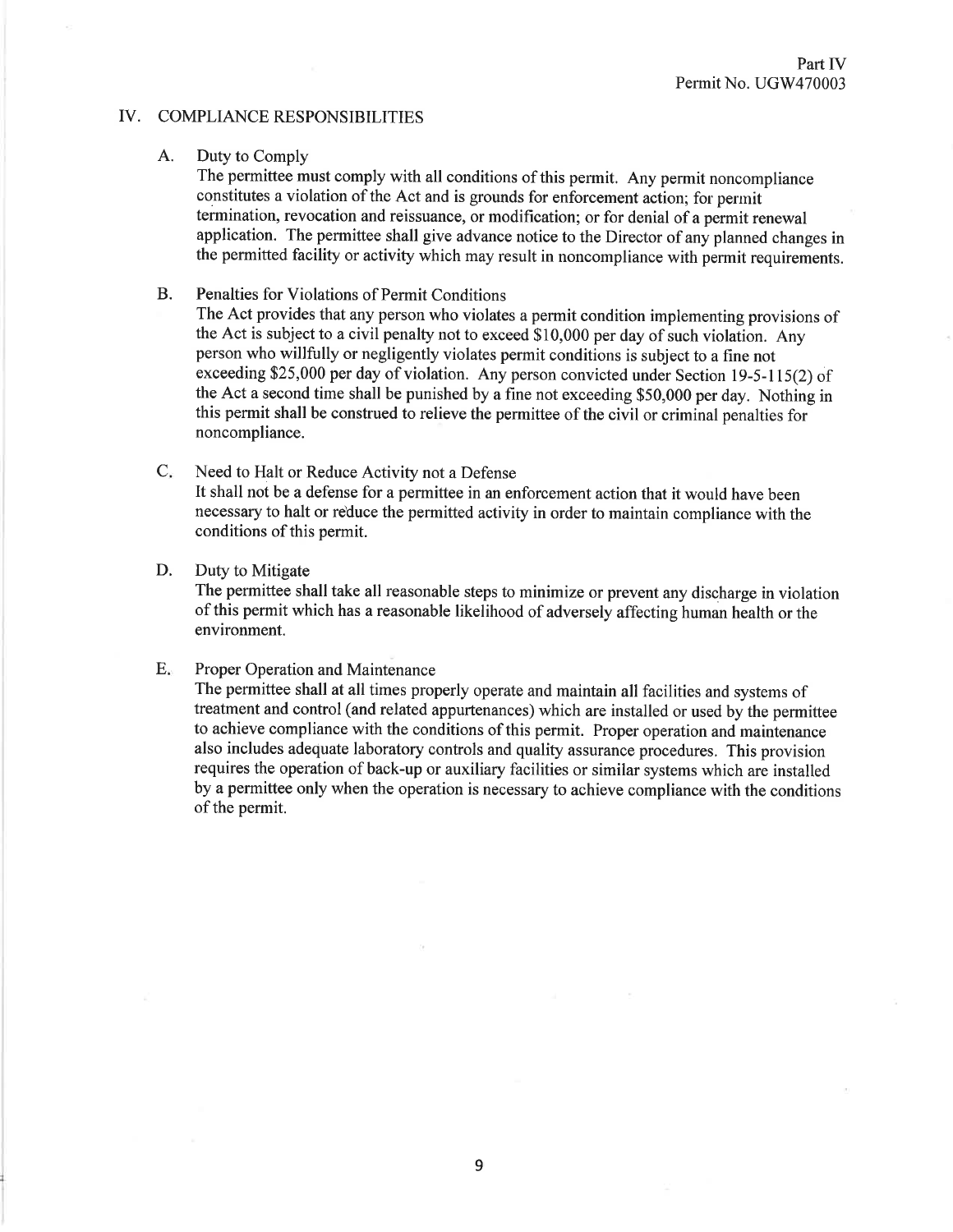## IV. COMPLIANCE RESPONSIBILITIES

### A. Duty to Comply

The permittee must comply with all conditions of this permit. Any permit noncompliance constitutes a violation of the Act and is grounds for enforcement action; for permit termination, revocation and reissuance, or modification; or for denial of a permit renewal application. The permittee shall give advance notice to the Director of any planned changes in the permitted facility or activity which may result in noncompliance with permit requirements.

### B. Penalties for Violations of Permit Conditions

The Act provides that any person who violates a permit condition implementing provisions of the Act is subject to a civil penalty not to exceed $10,000 per day of such violation. Any person who willfully or negligently violates permit conditions is subject to a fine not exceeding $25,000 per day of violation. Any person convicted under Section 19-5-115(2) of the Act a second time shall be punished by a fine not exceeding $50,000 per day. Nothing in this permit shall be construed to relieve the permittee of the civil or criminal penalties for noncompliance.

### C. Need to Halt or Reduce Activity not a Defense

It shall not be a defense for a permittee in an enforcement action that it would have been necessary to halt or reduce the permitted activity in order to maintain compliance with the conditions of this permit.

### D. Duty to Mitigate

The permittee shall take all reasonable steps to minimize or prevent any discharge in violation of this permit which has a reasonable likelihood of adversely affecting human health or the environment.

### E. Proper Operation and Maintenance

The permittee shall at all times properly operate and maintain all facilities and systems of treatment and control (and related appurtenances) which are installed or used by the permittee to achieve compliance with the conditions of this permit. Proper operation and maintenance also includes adequate laboratory controls and quality assurance procedures. This provision requires the operation of back-up or auxiliary facilities or similar systems which are installed by a permittee only when the operation is necessary to achieve compliance with the conditions of the permit.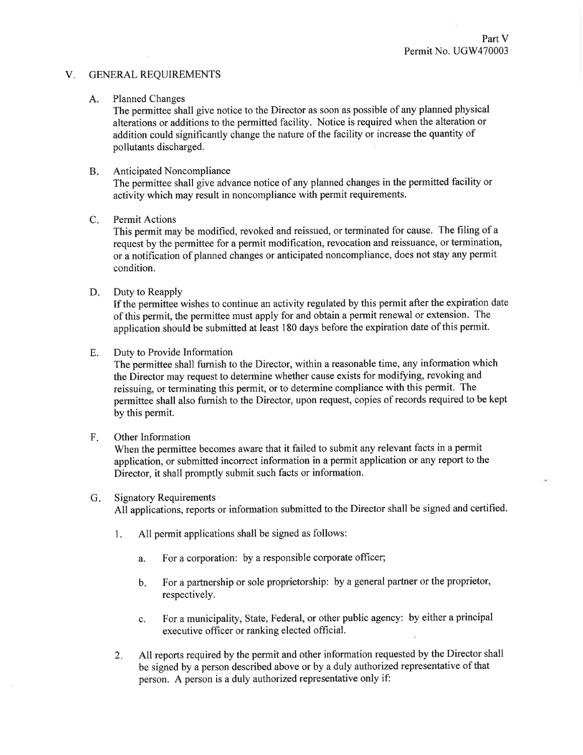## V. GENERAL REQUIREMENTS

### A. Planned Changes

The permittee shall give notice to the Director as soon as possible of any planned physical alterations or additions to the permitted facility. Notice is required when the alteration or addition could significantly change the nature of the facility or increase the quantity of pollutants discharged.

### B. Anticipated Noncompliance

The permittee shall give advance notice of any planned changes in the permitted facility or activity which may result in noncompliance with permit requirements.

### C. Permit Actions

This permit may be modified, revoked and reissued, or terminated for cause. The filing of a request by the permittee for a permit modification, revocation and reissuance, or termination, or a notification of planned changes or anticipated noncompliance, does not stay any permit condition.

### D. Duty to Reapply

If the permittee wishes to continue an activity regulated by this permit after the expiration date of this permit, the permittee must apply for and obtain a permit renewal or extension. The application should be submitted at least 180 days before the expiration date of this permit.

### E. Duty to Provide Information

The permittee shall furnish to the Director, within a reasonable time, any information which the Director may request to determine whether cause exists for modifying, revoking and reissuing, or terminating this permit, or to determine compliance with this permit. The permittee shall also furnish to the Director, upon request, copies of records required to be kept by this permit.

### F. Other Information

When the permittee becomes aware that it failed to submit any relevant facts in a permit application, or submitted incorrect information in a permit application or any report to the Director, it shall promptly submit such facts or information.

### G. Signatory Requirements

All applications, reports or information submitted to the Director shall be signed and certified.

1. All permit applications shall be signed as follows:

   a. For a corporation: by a responsible corporate officer;

   b. For a partnership or sole proprietorship: by a general partner or the proprietor, respectively.

   c. For a municipality, State, Federal, or other public agency: by either a principal executive officer or ranking elected official.

2. All reports required by the permit and other information requested by the Director shall be signed by a person described above or by a duly authorized representative of that person. A person is a duly authorized representative only if: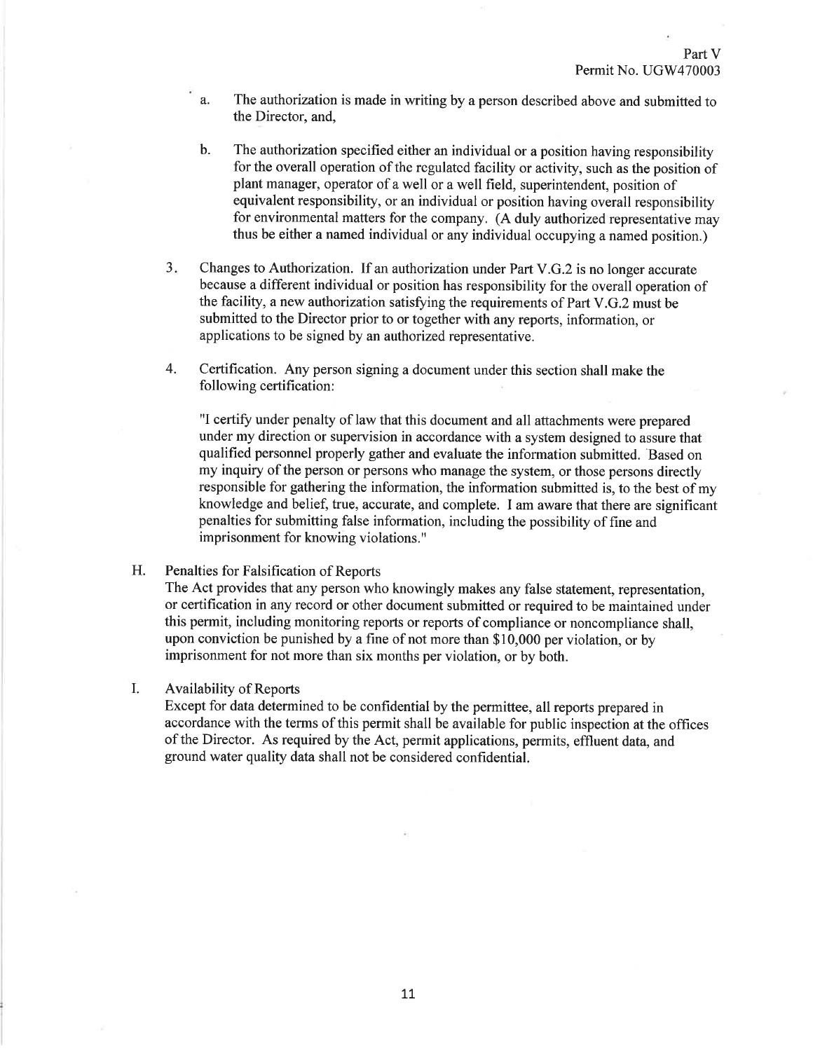a. The authorization is made in writing by a person described above and submitted to the Director, and,

b. The authorization specified either an individual or a position having responsibility for the overall operation of the regulated facility or activity, such as the position of plant manager, operator of a well or a well field, superintendent, position of equivalent responsibility, or an individual or position having overall responsibility for environmental matters for the company. (A duly authorized representative may thus be either a named individual or any individual occupying a named position.)

3. Changes to Authorization. If an authorization under Part V.G.2 is no longer accurate because a different individual or position has responsibility for the overall operation of the facility, a new authorization satisfying the requirements of Part V.G.2 must be submitted to the Director prior to or together with any reports, information, or applications to be signed by an authorized representative.

4. Certification. Any person signing a document under this section shall make the following certification:

"I certify under penalty of law that this document and all attachments were prepared under my direction or supervision in accordance with a system designed to assure that qualified personnel properly gather and evaluate the information submitted. Based on my inquiry of the person or persons who manage the system, or those persons directly responsible for gathering the information, the information submitted is, to the best of my knowledge and belief, true, accurate, and complete. I am aware that there are significant penalties for submitting false information, including the possibility of fine and imprisonment for knowing violations."

H. Penalties for Falsification of Reports

The Act provides that any person who knowingly makes any false statement, representation, or certification in any record or other document submitted or required to be maintained under this permit, including monitoring reports or reports of compliance or noncompliance shall, upon conviction be punished by a fine of not more than $10,000 per violation, or by imprisonment for not more than six months per violation, or by both.

I. Availability of Reports

Except for data determined to be confidential by the permittee, all reports prepared in accordance with the terms of this permit shall be available for public inspection at the offices of the Director. As required by the Act, permit applications, permits, effluent data, and ground water quality data shall not be considered confidential.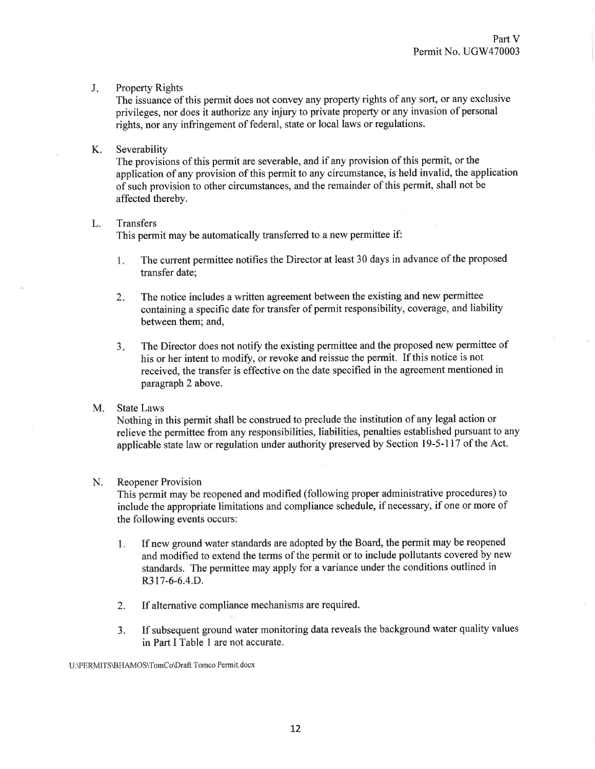J. Property Rights

The issuance of this permit does not convey any property rights of any sort, or any exclusive privileges, nor does it authorize any injury to private property or any invasion of personal rights, nor any infringement of federal, state or local laws or regulations.

K. Severability

The provisions of this permit are severable, and if any provision of this permit, or the application of any provision of this permit to any circumstance, is held invalid, the application of such provision to other circumstances, and the remainder of this permit, shall not be affected thereby.

L. Transfers

This permit may be automatically transferred to a new permittee if:

1. The current permittee notifies the Director at least 30 days in advance of the proposed transfer date;

2. The notice includes a written agreement between the existing and new permittee containing a specific date for transfer of permit responsibility, coverage, and liability between them; and,

3. The Director does not notify the existing permittee and the proposed new permittee of his or her intent to modify, or revoke and reissue the permit. If this notice is not received, the transfer is effective on the date specified in the agreement mentioned in paragraph 2 above.

M. State Laws

Nothing in this permit shall be construed to preclude the institution of any legal action or relieve the permittee from any responsibilities, liabilities, penalties established pursuant to any applicable state law or regulation under authority preserved by Section 19-5-117 of the Act.

N. Reopener Provision

This permit may be reopened and modified (following proper administrative procedures) to include the appropriate limitations and compliance schedule, if necessary, if one or more of the following events occurs:

1. If new ground water standards are adopted by the Board, the permit may be reopened and modified to extend the terms of the permit or to include pollutants covered by new standards. The permittee may apply for a variance under the conditions outlined in R317-6-6.4.D.

2. If alternative compliance mechanisms are required.

3. If subsequent ground water monitoring data reveals the background water quality values in Part I Table 1 are not accurate.

U:\PERMITS\BHAMOS\TomCo\Draft Tomco Permit.docx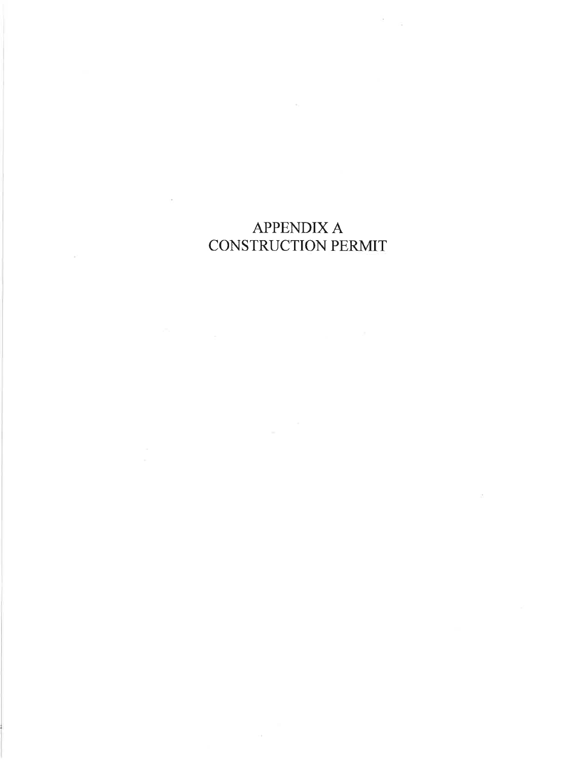# APPENDIX A
# CONSTRUCTION PERMIT